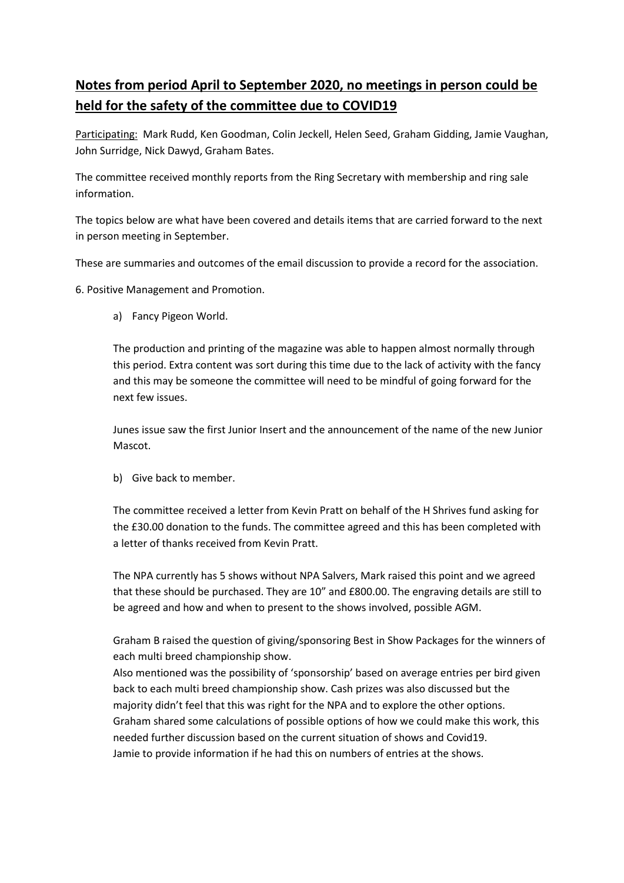# **Notes from period April to September 2020, no meetings in person could be held for the safety of the committee due to COVID19**

Participating: Mark Rudd, Ken Goodman, Colin Jeckell, Helen Seed, Graham Gidding, Jamie Vaughan, John Surridge, Nick Dawyd, Graham Bates.

The committee received monthly reports from the Ring Secretary with membership and ring sale information.

The topics below are what have been covered and details items that are carried forward to the next in person meeting in September.

These are summaries and outcomes of the email discussion to provide a record for the association.

6. Positive Management and Promotion.

a) Fancy Pigeon World.

The production and printing of the magazine was able to happen almost normally through this period. Extra content was sort during this time due to the lack of activity with the fancy and this may be someone the committee will need to be mindful of going forward for the next few issues.

Junes issue saw the first Junior Insert and the announcement of the name of the new Junior Mascot.

b) Give back to member.

The committee received a letter from Kevin Pratt on behalf of the H Shrives fund asking for the £30.00 donation to the funds. The committee agreed and this has been completed with a letter of thanks received from Kevin Pratt.

The NPA currently has 5 shows without NPA Salvers, Mark raised this point and we agreed that these should be purchased. They are 10" and £800.00. The engraving details are still to be agreed and how and when to present to the shows involved, possible AGM.

Graham B raised the question of giving/sponsoring Best in Show Packages for the winners of each multi breed championship show.
Also mentioned was the possibility of 'sponsorship' based on average entries per bird given back to each multi breed championship show. Cash prizes was also discussed but the majority didn't feel that this was right for the NPA and to explore the other options.
Graham shared some calculations of possible options of how we could make this work, this needed further discussion based on the current situation of shows and Covid19.
Jamie to provide information if he had this on numbers of entries at the shows.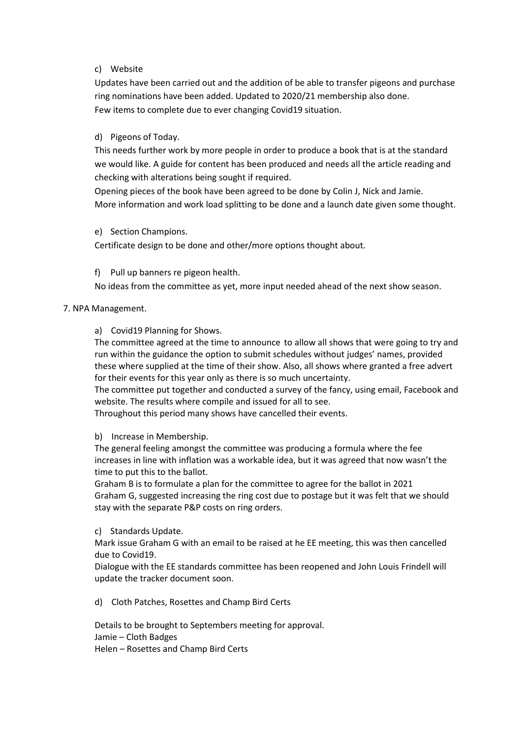c) Website

Updates have been carried out and the addition of be able to transfer pigeons and purchase ring nominations have been added. Updated to 2020/21 membership also done.
Few items to complete due to ever changing Covid19 situation.

d) Pigeons of Today.

This needs further work by more people in order to produce a book that is at the standard we would like. A guide for content has been produced and needs all the article reading and checking with alterations being sought if required.
Opening pieces of the book have been agreed to be done by Colin J, Nick and Jamie.
More information and work load splitting to be done and a launch date given some thought.

e) Section Champions.

Certificate design to be done and other/more options thought about.

f) Pull up banners re pigeon health.

No ideas from the committee as yet, more input needed ahead of the next show season.

7. NPA Management.

a) Covid19 Planning for Shows.

The committee agreed at the time to announce to allow all shows that were going to try and run within the guidance the option to submit schedules without judges' names, provided these where supplied at the time of their show. Also, all shows where granted a free advert for their events for this year only as there is so much uncertainty.
The committee put together and conducted a survey of the fancy, using email, Facebook and website. The results where compile and issued for all to see.
Throughout this period many shows have cancelled their events.

b) Increase in Membership.

The general feeling amongst the committee was producing a formula where the fee increases in line with inflation was a workable idea, but it was agreed that now wasn't the time to put this to the ballot.
Graham B is to formulate a plan for the committee to agree for the ballot in 2021
Graham G, suggested increasing the ring cost due to postage but it was felt that we should stay with the separate P&P costs on ring orders.

c) Standards Update.

Mark issue Graham G with an email to be raised at he EE meeting, this was then cancelled due to Covid19.
Dialogue with the EE standards committee has been reopened and John Louis Frindell will update the tracker document soon.

d) Cloth Patches, Rosettes and Champ Bird Certs

Details to be brought to Septembers meeting for approval.
Jamie – Cloth Badges
Helen – Rosettes and Champ Bird Certs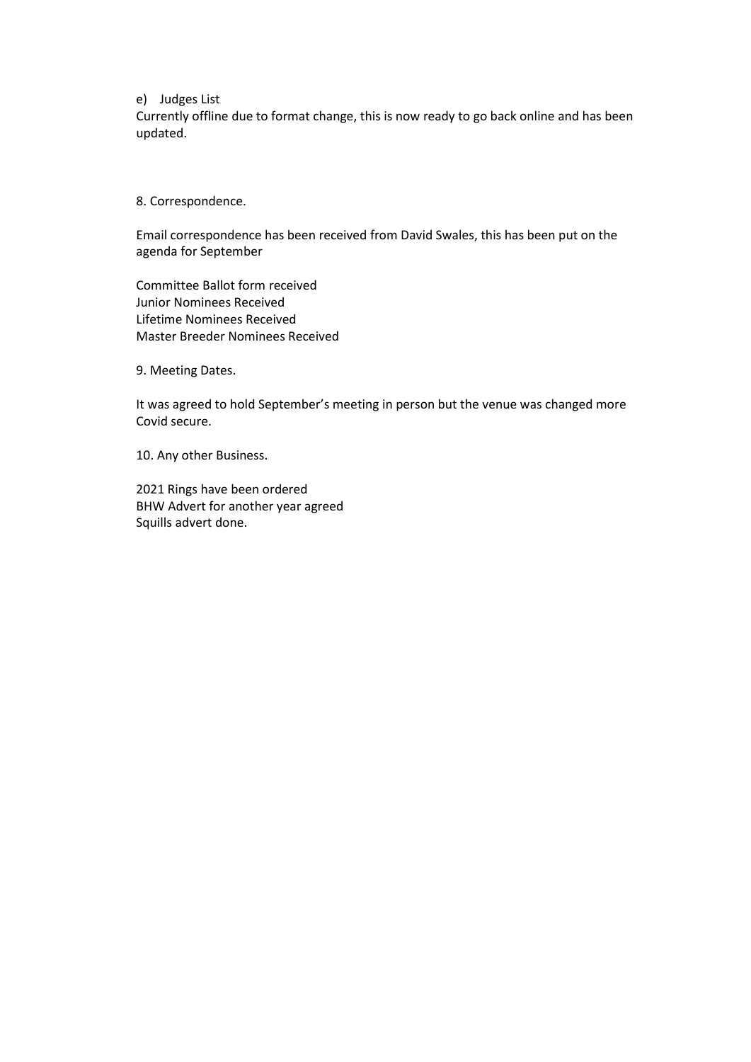e) Judges List

Currently offline due to format change, this is now ready to go back online and has been updated.

8. Correspondence.

Email correspondence has been received from David Swales, this has been put on the agenda for September

Committee Ballot form received
Junior Nominees Received
Lifetime Nominees Received
Master Breeder Nominees Received

9. Meeting Dates.

It was agreed to hold September's meeting in person but the venue was changed more Covid secure.

10. Any other Business.

2021 Rings have been ordered
BHW Advert for another year agreed
Squills advert done.